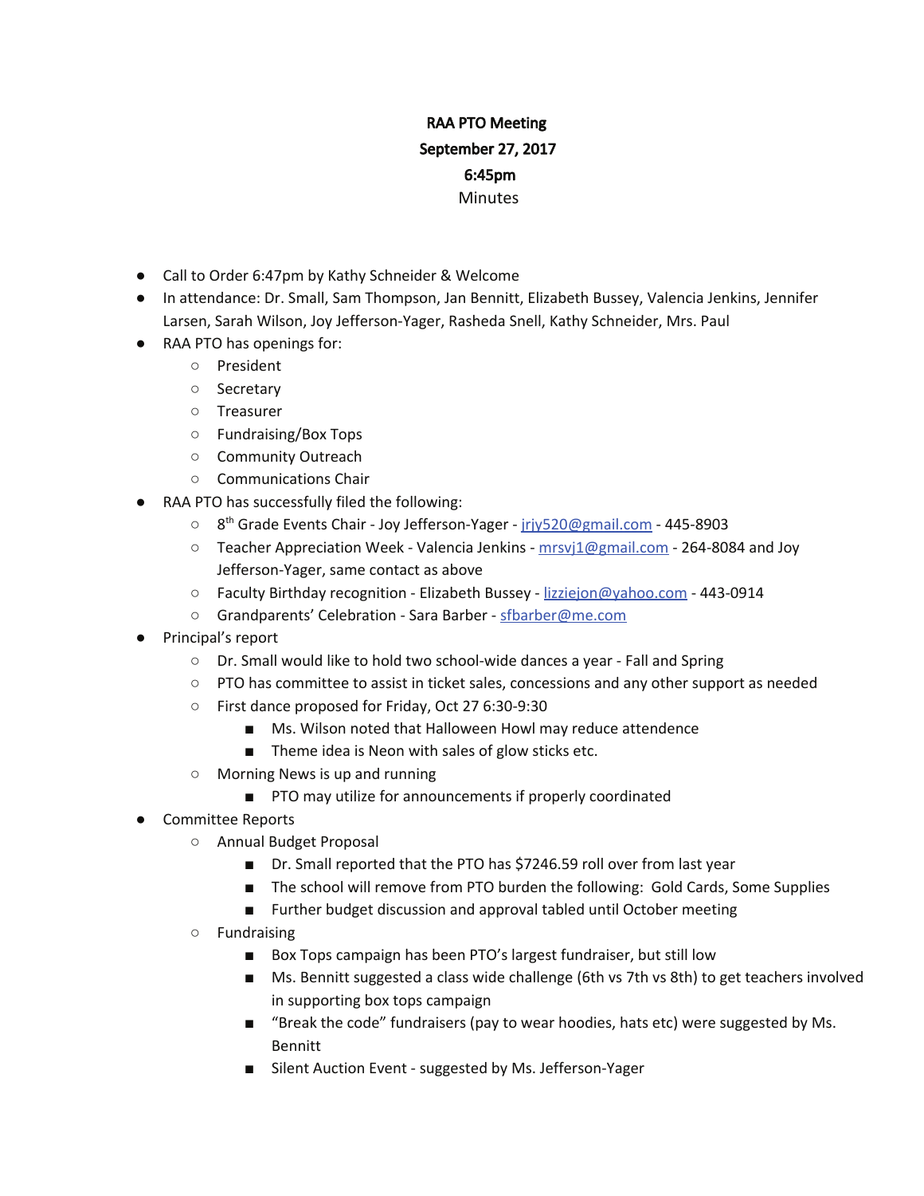**RAA PTO Meeting**
**September 27, 2017**
**6:45pm**
Minutes

- Call to Order 6:47pm by Kathy Schneider & Welcome
- In attendance: Dr. Small, Sam Thompson, Jan Bennitt, Elizabeth Bussey, Valencia Jenkins, Jennifer Larsen, Sarah Wilson, Joy Jefferson-Yager, Rasheda Snell, Kathy Schneider, Mrs. Paul
- RAA PTO has openings for:
  - President
  - Secretary
  - Treasurer
  - Fundraising/Box Tops
  - Community Outreach
  - Communications Chair
- RAA PTO has successfully filed the following:
  - 8th Grade Events Chair - Joy Jefferson-Yager - jrjy520@gmail.com - 445-8903
  - Teacher Appreciation Week - Valencia Jenkins - mrsvj1@gmail.com - 264-8084 and Joy Jefferson-Yager, same contact as above
  - Faculty Birthday recognition - Elizabeth Bussey - lizziejon@yahoo.com - 443-0914
  - Grandparents' Celebration - Sara Barber - sfbarber@me.com
- Principal's report
  - Dr. Small would like to hold two school-wide dances a year - Fall and Spring
  - PTO has committee to assist in ticket sales, concessions and any other support as needed
  - First dance proposed for Friday, Oct 27 6:30-9:30
    - Ms. Wilson noted that Halloween Howl may reduce attendence
    - Theme idea is Neon with sales of glow sticks etc.
  - Morning News is up and running
    - PTO may utilize for announcements if properly coordinated
- Committee Reports
  - Annual Budget Proposal
    - Dr. Small reported that the PTO has $7246.59 roll over from last year
    - The school will remove from PTO burden the following: Gold Cards, Some Supplies
    - Further budget discussion and approval tabled until October meeting
  - Fundraising
    - Box Tops campaign has been PTO's largest fundraiser, but still low
    - Ms. Bennitt suggested a class wide challenge (6th vs 7th vs 8th) to get teachers involved in supporting box tops campaign
    - "Break the code" fundraisers (pay to wear hoodies, hats etc) were suggested by Ms. Bennitt
    - Silent Auction Event - suggested by Ms. Jefferson-Yager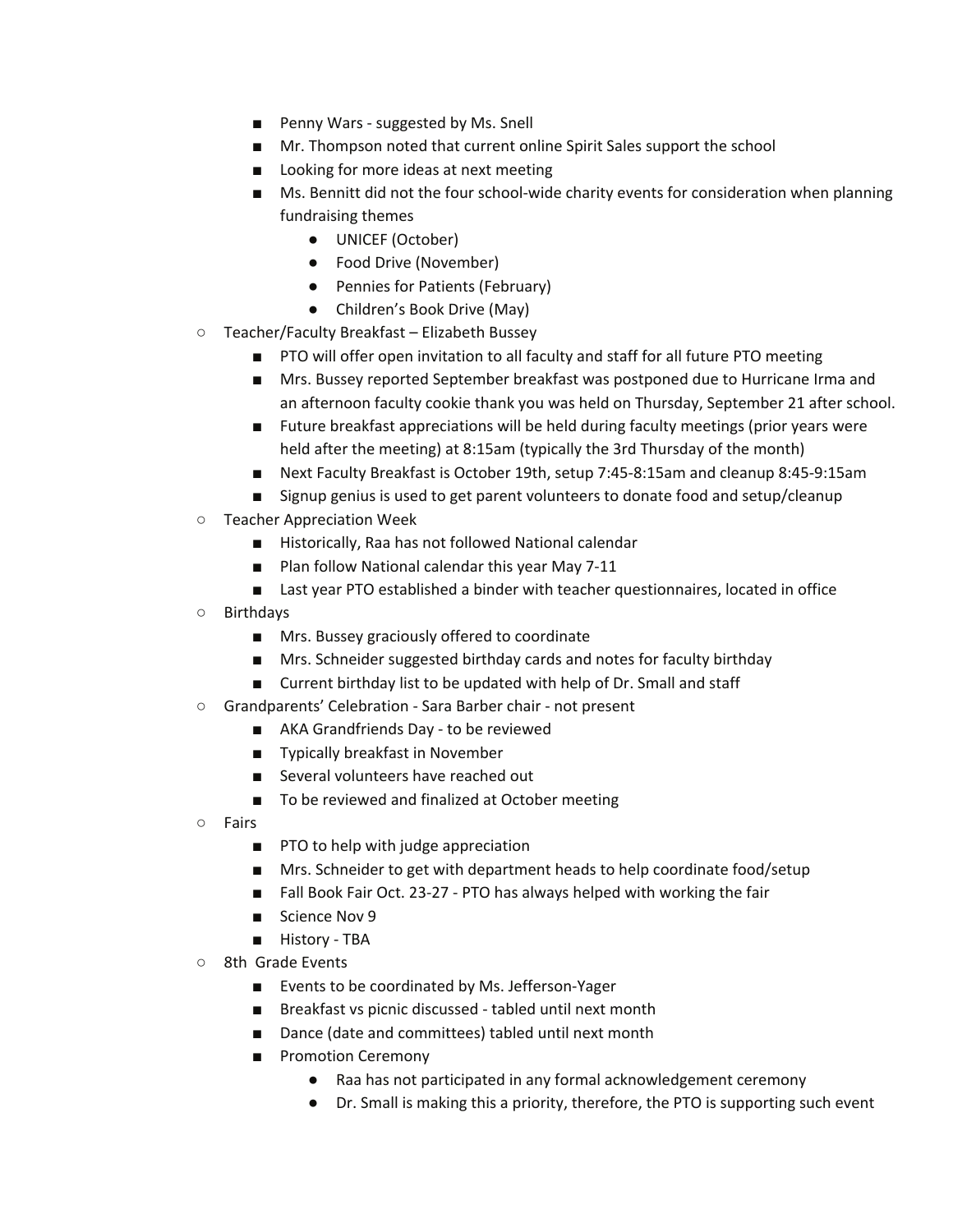- Penny Wars - suggested by Ms. Snell
        - Mr. Thompson noted that current online Spirit Sales support the school
        - Looking for more ideas at next meeting
        - Ms. Bennitt did not the four school-wide charity events for consideration when planning fundraising themes
            - UNICEF (October)
            - Food Drive (November)
            - Pennies for Patients (February)
            - Children's Book Drive (May)
    - Teacher/Faculty Breakfast – Elizabeth Bussey
        - PTO will offer open invitation to all faculty and staff for all future PTO meeting
        - Mrs. Bussey reported September breakfast was postponed due to Hurricane Irma and an afternoon faculty cookie thank you was held on Thursday, September 21 after school.
        - Future breakfast appreciations will be held during faculty meetings (prior years were held after the meeting) at 8:15am (typically the 3rd Thursday of the month)
        - Next Faculty Breakfast is October 19th, setup 7:45-8:15am and cleanup 8:45-9:15am
        - Signup genius is used to get parent volunteers to donate food and setup/cleanup
    - Teacher Appreciation Week
        - Historically, Raa has not followed National calendar
        - Plan follow National calendar this year May 7-11
        - Last year PTO established a binder with teacher questionnaires, located in office
    - Birthdays
        - Mrs. Bussey graciously offered to coordinate
        - Mrs. Schneider suggested birthday cards and notes for faculty birthday
        - Current birthday list to be updated with help of Dr. Small and staff
    - Grandparents' Celebration - Sara Barber chair - not present
        - AKA Grandfriends Day - to be reviewed
        - Typically breakfast in November
        - Several volunteers have reached out
        - To be reviewed and finalized at October meeting
    - Fairs
        - PTO to help with judge appreciation
        - Mrs. Schneider to get with department heads to help coordinate food/setup
        - Fall Book Fair Oct. 23-27 - PTO has always helped with working the fair
        - Science Nov 9
        - History - TBA
    - 8th Grade Events
        - Events to be coordinated by Ms. Jefferson-Yager
        - Breakfast vs picnic discussed - tabled until next month
        - Dance (date and committees) tabled until next month
        - Promotion Ceremony
            - Raa has not participated in any formal acknowledgement ceremony
            - Dr. Small is making this a priority, therefore, the PTO is supporting such event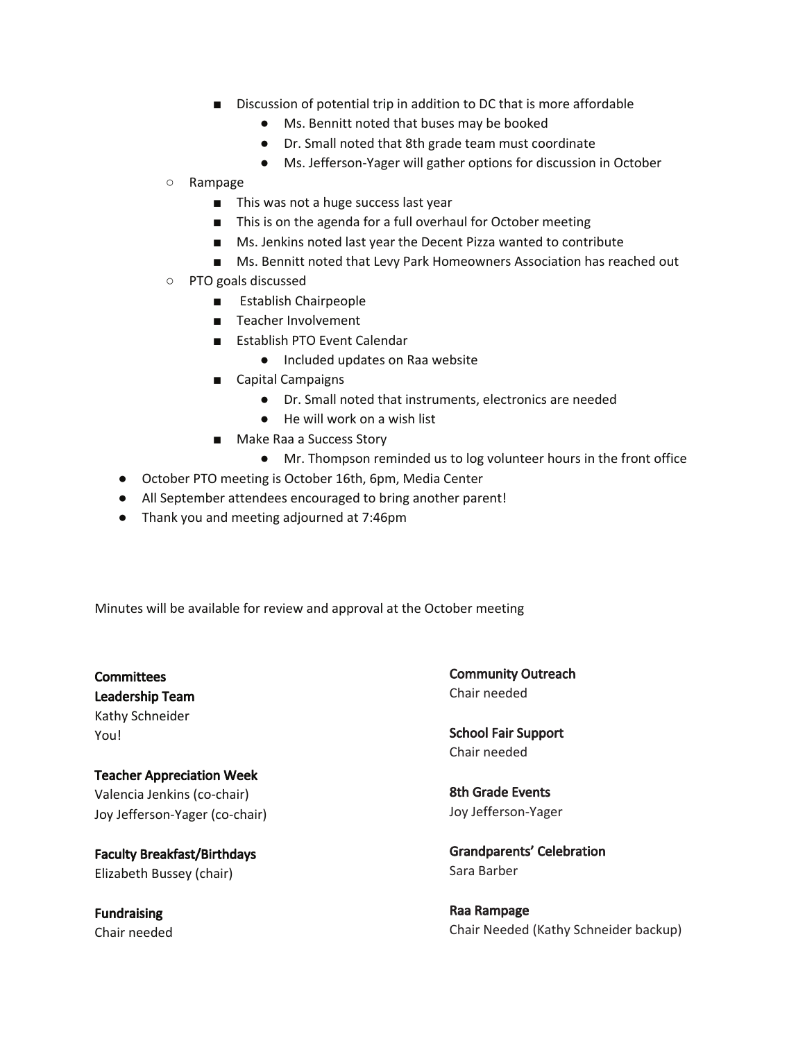- Discussion of potential trip in addition to DC that is more affordable
            - Ms. Bennitt noted that buses may be booked
            - Dr. Small noted that 8th grade team must coordinate
            - Ms. Jefferson-Yager will gather options for discussion in October
    - Rampage
        - This was not a huge success last year
        - This is on the agenda for a full overhaul for October meeting
        - Ms. Jenkins noted last year the Decent Pizza wanted to contribute
        - Ms. Bennitt noted that Levy Park Homeowners Association has reached out
    - PTO goals discussed
        - Establish Chairpeople
        - Teacher Involvement
        - Establish PTO Event Calendar
            - Included updates on Raa website
        - Capital Campaigns
            - Dr. Small noted that instruments, electronics are needed
            - He will work on a wish list
        - Make Raa a Success Story
            - Mr. Thompson reminded us to log volunteer hours in the front office
- October PTO meeting is October 16th, 6pm, Media Center
- All September attendees encouraged to bring another parent!
- Thank you and meeting adjourned at 7:46pm

Minutes will be available for review and approval at the October meeting

**Committees**

**Leadership Team**
Kathy Schneider
You!

**Teacher Appreciation Week**
Valencia Jenkins (co-chair)
Joy Jefferson-Yager (co-chair)

**Faculty Breakfast/Birthdays**
Elizabeth Bussey (chair)

**Fundraising**
Chair needed

**Community Outreach**
Chair needed

**School Fair Support**
Chair needed

**8th Grade Events**
Joy Jefferson-Yager

**Grandparents' Celebration**
Sara Barber

**Raa Rampage**
Chair Needed (Kathy Schneider backup)